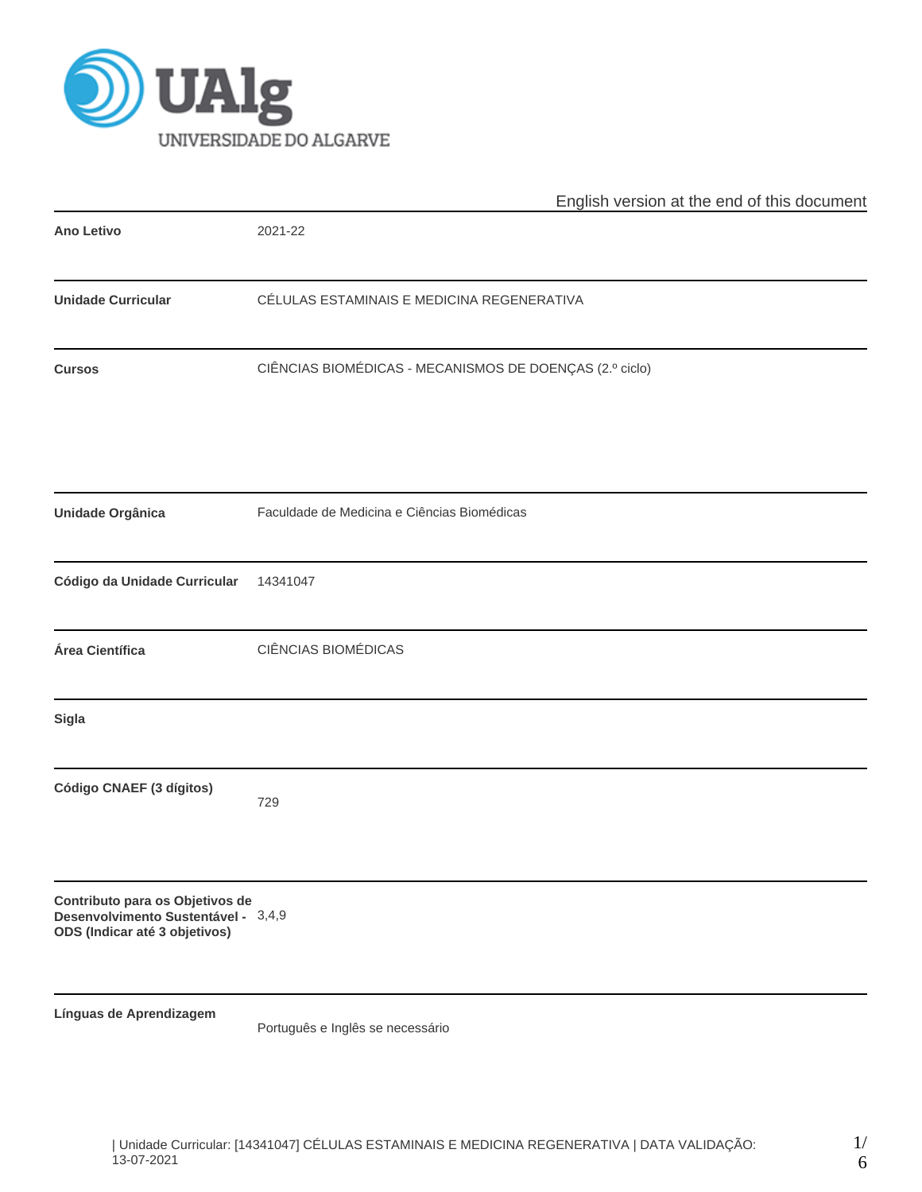English version at the end of this document

| | |
|---|---|
| **Ano Letivo** | 2021-22 |
| **Unidade Curricular** | CÉLULAS ESTAMINAIS E MEDICINA REGENERATIVA |
| **Cursos** | CIÊNCIAS BIOMÉDICAS - MECANISMOS DE DOENÇAS (2.º ciclo) |
| **Unidade Orgânica** | Faculdade de Medicina e Ciências Biomédicas |
| **Código da Unidade Curricular** | 14341047 |
| **Área Científica** | CIÊNCIAS BIOMÉDICAS |
| **Sigla** | |
| **Código CNAEF (3 dígitos)** | 729 |
| **Contributo para os Objetivos de Desenvolvimento Sustentável - ODS (Indicar até 3 objetivos)** | 3,4,9 |
| **Línguas de Aprendizagem** | Português e Inglês se necessário |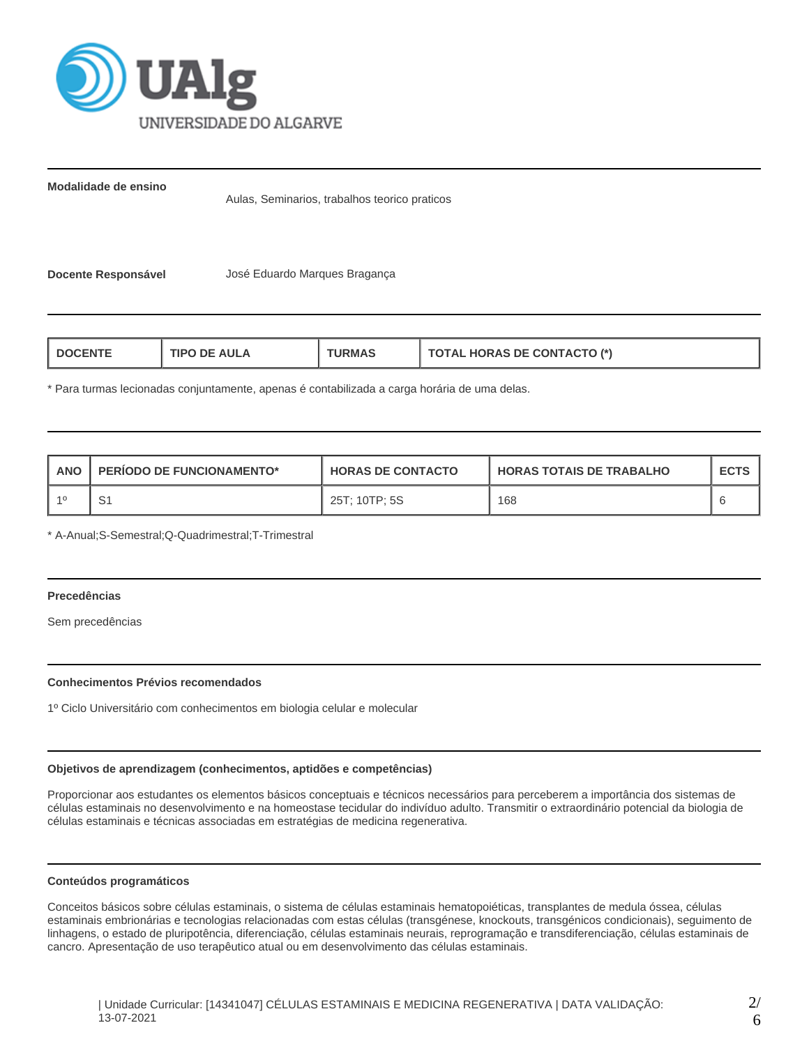**Modalidade de ensino**

Aulas, Seminarios, trabalhos teorico praticos

**Docente Responsável**

José Eduardo Marques Bragança

| DOCENTE | TIPO DE AULA | TURMAS | TOTAL HORAS DE CONTACTO (*) |
|---|---|---|---|

* Para turmas lecionadas conjuntamente, apenas é contabilizada a carga horária de uma delas.

| ANO | PERÍODO DE FUNCIONAMENTO* | HORAS DE CONTACTO | HORAS TOTAIS DE TRABALHO | ECTS |
|---|---|---|---|---|
| 1º | S1 | 25T; 10TP; 5S | 168 | 6 |

* A-Anual;S-Semestral;Q-Quadrimestral;T-Trimestral

**Precedências**

Sem precedências

**Conhecimentos Prévios recomendados**

1º Ciclo Universitário com conhecimentos em biologia celular e molecular

**Objetivos de aprendizagem (conhecimentos, aptidões e competências)**

Proporcionar aos estudantes os elementos básicos conceptuais e técnicos necessários para perceberem a importância dos sistemas de células estaminais no desenvolvimento e na homeostase tecidular do indivíduo adulto. Transmitir o extraordinário potencial da biologia de células estaminais e técnicas associadas em estratégias de medicina regenerativa.

**Conteúdos programáticos**

Conceitos básicos sobre células estaminais, o sistema de células estaminais hematopoiéticas, transplantes de medula óssea, células estaminais embrionárias e tecnologias relacionadas com estas células (transgénese, knockouts, transgénicos condicionais), seguimento de linhagens, o estado de pluripotência, diferenciação, células estaminais neurais, reprogramação e transdiferenciação, células estaminais de cancro. Apresentação de uso terapêutico atual ou em desenvolvimento das células estaminais.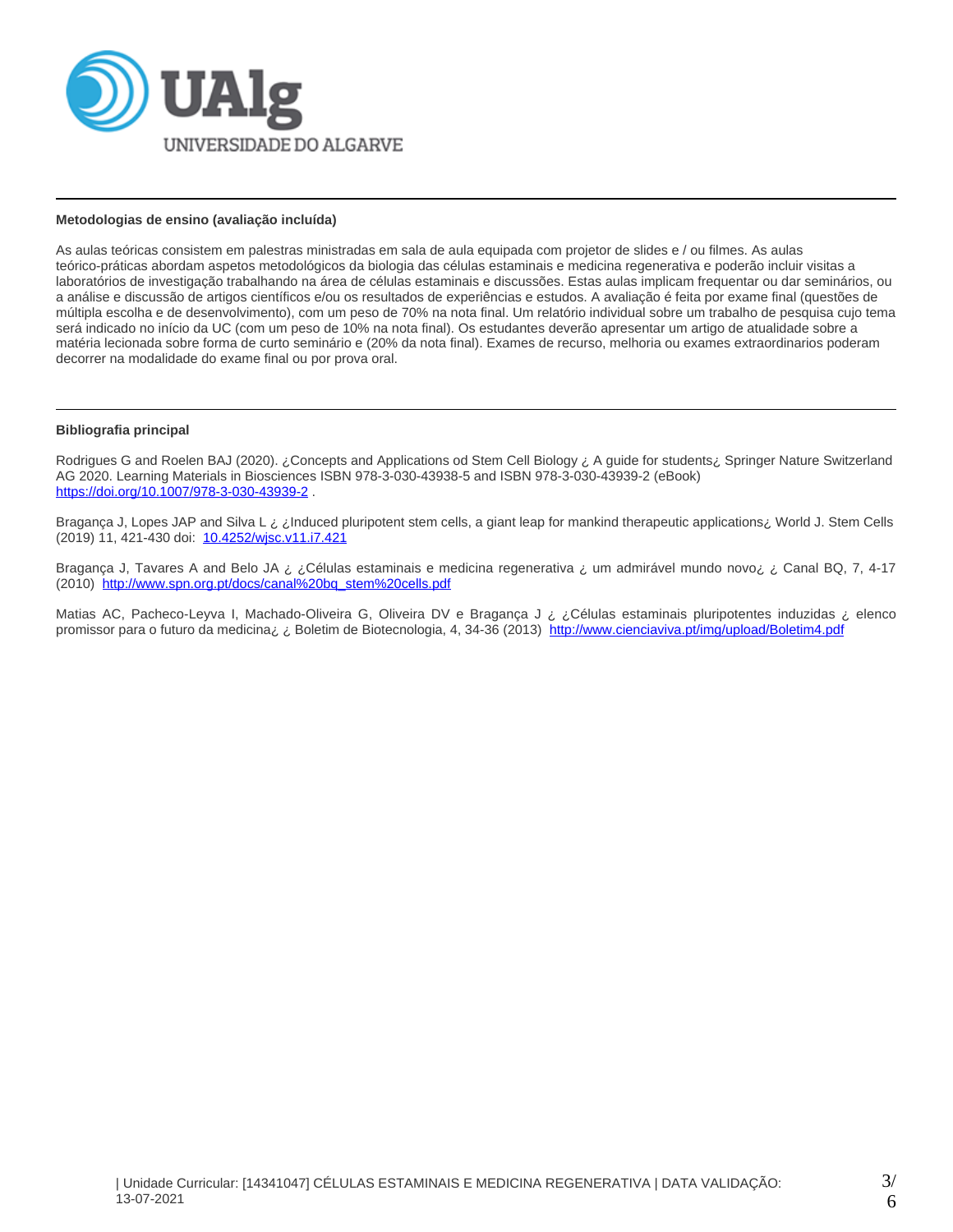**Metodologias de ensino (avaliação incluída)**

As aulas teóricas consistem em palestras ministradas em sala de aula equipada com projetor de slides e / ou filmes. As aulas teórico-práticas abordam aspetos metodológicos da biologia das células estaminais e medicina regenerativa e poderão incluir visitas a laboratórios de investigação trabalhando na área de células estaminais e discussões. Estas aulas implicam frequentar ou dar seminários, ou a análise e discussão de artigos científicos e/ou os resultados de experiências e estudos. A avaliação é feita por exame final (questões de múltipla escolha e de desenvolvimento), com um peso de 70% na nota final. Um relatório individual sobre um trabalho de pesquisa cujo tema será indicado no início da UC (com um peso de 10% na nota final). Os estudantes deverão apresentar um artigo de atualidade sobre a matéria lecionada sobre forma de curto seminário e (20% da nota final). Exames de recurso, melhoria ou exames extraordinarios poderam decorrer na modalidade do exame final ou por prova oral.

**Bibliografia principal**

Rodrigues G and Roelen BAJ (2020). ¿Concepts and Applications od Stem Cell Biology ¿ A guide for students¿ Springer Nature Switzerland AG 2020. Learning Materials in Biosciences ISBN 978-3-030-43938-5 and ISBN 978-3-030-43939-2 (eBook) https://doi.org/10.1007/978-3-030-43939-2 .

Bragança J, Lopes JAP and Silva L ¿ ¿Induced pluripotent stem cells, a giant leap for mankind therapeutic applications¿ World J. Stem Cells (2019) 11, 421-430 doi: 10.4252/wjsc.v11.i7.421

Bragança J, Tavares A and Belo JA ¿ ¿Células estaminais e medicina regenerativa ¿ um admirável mundo novo¿ ¿ Canal BQ, 7, 4-17 (2010) http://www.spn.org.pt/docs/canal%20bq_stem%20cells.pdf

Matias AC, Pacheco-Leyva I, Machado-Oliveira G, Oliveira DV e Bragança J ¿ ¿Células estaminais pluripotentes induzidas ¿ elenco promissor para o futuro da medicina¿ ¿ Boletim de Biotecnologia, 4, 34-36 (2013) http://www.cienciaviva.pt/img/upload/Boletim4.pdf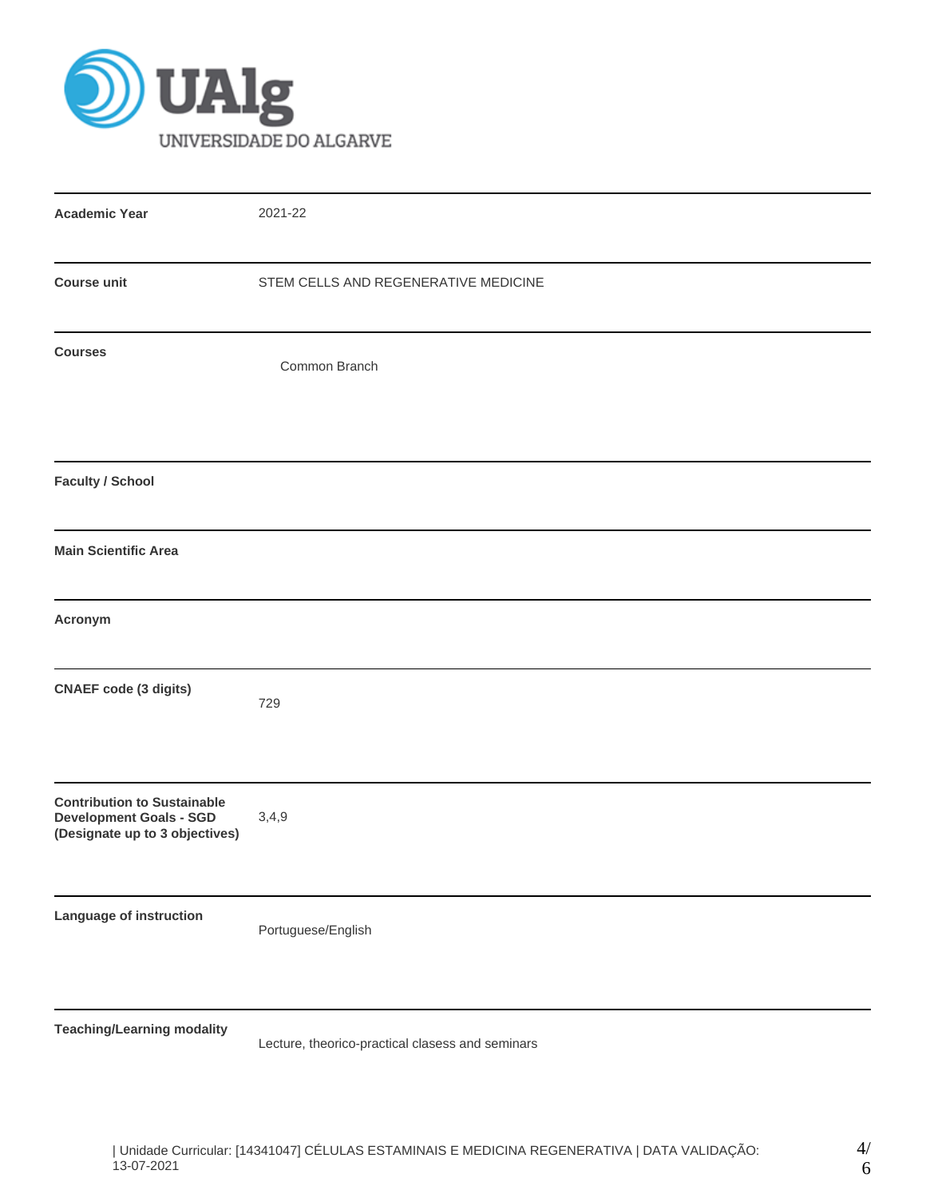| | |
|---|---|
| **Academic Year** | 2021-22 |
| **Course unit** | STEM CELLS AND REGENERATIVE MEDICINE |
| **Courses** | Common Branch |
| **Faculty / School** | |
| **Main Scientific Area** | |
| **Acronym** | |
| **CNAEF code (3 digits)** | 729 |
| **Contribution to Sustainable Development Goals - SGD (Designate up to 3 objectives)** | 3,4,9 |
| **Language of instruction** | Portuguese/English |
| **Teaching/Learning modality** | Lecture, theorico-practical clasess and seminars |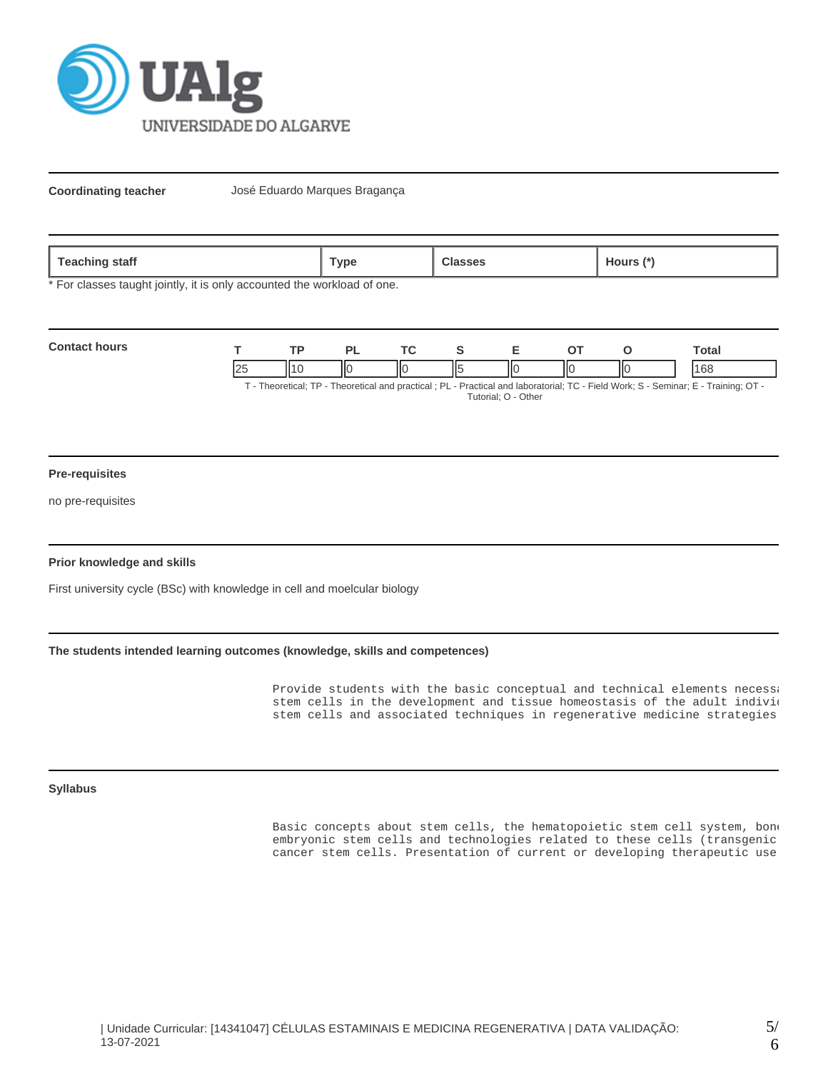**Coordinating teacher** José Eduardo Marques Bragança

| Teaching staff | Type | Classes | Hours (*) |
|---|---|---|---|

* For classes taught jointly, it is only accounted the workload of one.

**Contact hours**

| T | TP | PL | TC | S | E | OT | O | Total |
|---|---|---|---|---|---|---|---|---|
| 25 | 10 | 0 | 0 | 5 | 0 | 0 | 0 | 168 |

T - Theoretical; TP - Theoretical and practical ; PL - Practical and laboratorial; TC - Field Work; S - Seminar; E - Training; OT - Tutorial; O - Other

**Pre-requisites**

no pre-requisites

**Prior knowledge and skills**

First university cycle (BSc) with knowledge in cell and moelcular biology

**The students intended learning outcomes (knowledge, skills and competences)**

Provide students with the basic conceptual and technical elements necess
stem cells in the development and tissue homeostasis of the adult indivi
stem cells and associated techniques in regenerative medicine strategies

**Syllabus**

Basic concepts about stem cells, the hematopoietic stem cell system, bon
embryonic stem cells and technologies related to these cells (transgenic
cancer stem cells. Presentation of current or developing therapeutic use

| Unidade Curricular: [14341047] CÉLULAS ESTAMINAIS E MEDICINA REGENERATIVA | DATA VALIDAÇÃO: 13-07-2021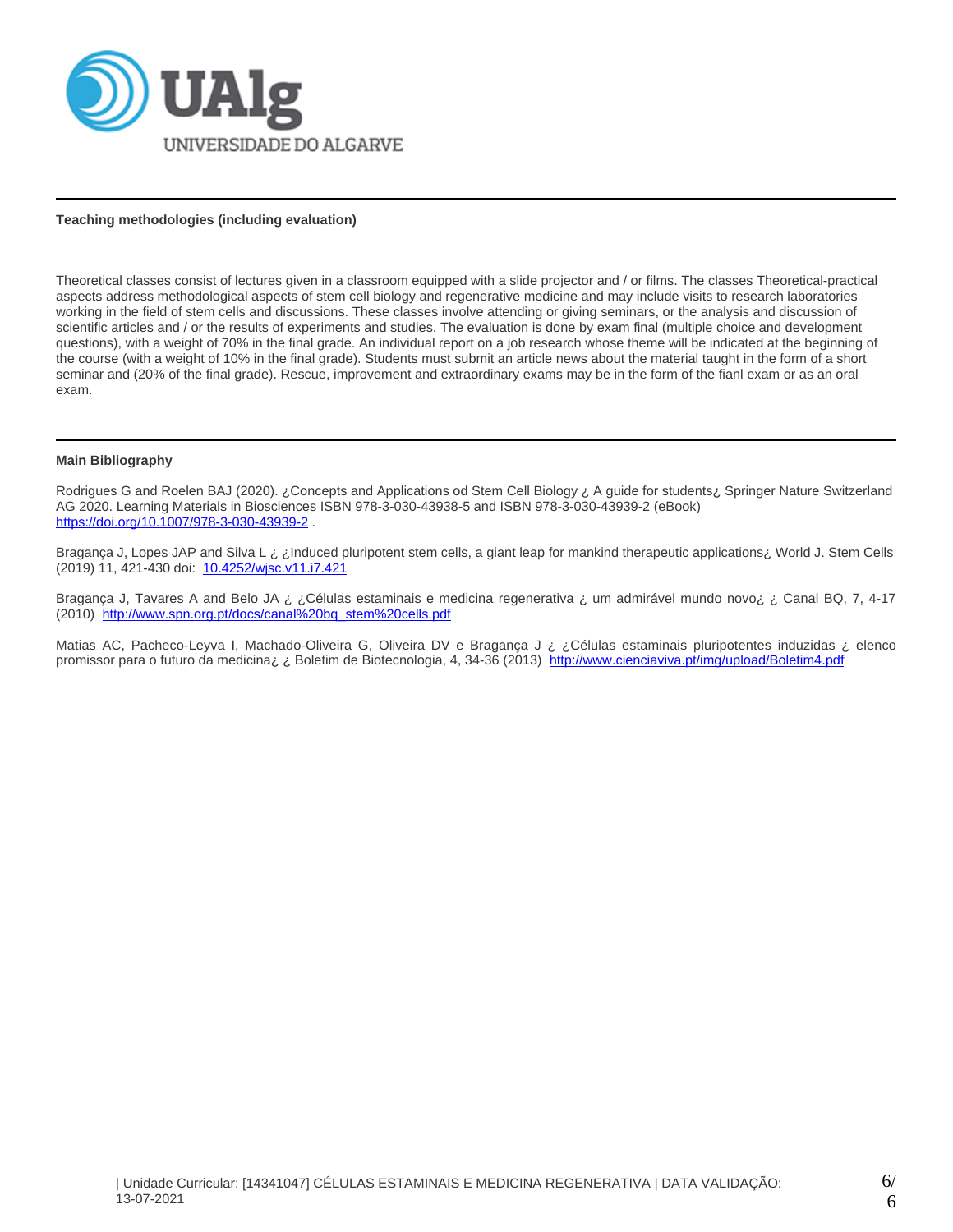#### Teaching methodologies (including evaluation)

Theoretical classes consist of lectures given in a classroom equipped with a slide projector and / or films. The classes Theoretical-practical aspects address methodological aspects of stem cell biology and regenerative medicine and may include visits to research laboratories working in the field of stem cells and discussions. These classes involve attending or giving seminars, or the analysis and discussion of scientific articles and / or the results of experiments and studies. The evaluation is done by exam final (multiple choice and development questions), with a weight of 70% in the final grade. An individual report on a job research whose theme will be indicated at the beginning of the course (with a weight of 10% in the final grade). Students must submit an article news about the material taught in the form of a short seminar and (20% of the final grade). Rescue, improvement and extraordinary exams may be in the form of the fianl exam or as an oral exam.

#### Main Bibliography

Rodrigues G and Roelen BAJ (2020). ¿Concepts and Applications od Stem Cell Biology ¿ A guide for students¿ Springer Nature Switzerland AG 2020. Learning Materials in Biosciences ISBN 978-3-030-43938-5 and ISBN 978-3-030-43939-2 (eBook) https://doi.org/10.1007/978-3-030-43939-2 .

Bragança J, Lopes JAP and Silva L ¿ ¿Induced pluripotent stem cells, a giant leap for mankind therapeutic applications¿ World J. Stem Cells (2019) 11, 421-430 doi: 10.4252/wjsc.v11.i7.421

Bragança J, Tavares A and Belo JA ¿ ¿Células estaminais e medicina regenerativa ¿ um admirável mundo novo¿ ¿ Canal BQ, 7, 4-17 (2010) http://www.spn.org.pt/docs/canal%20bq_stem%20cells.pdf

Matias AC, Pacheco-Leyva I, Machado-Oliveira G, Oliveira DV e Bragança J ¿ ¿Células estaminais pluripotentes induzidas ¿ elenco promissor para o futuro da medicina¿ ¿ Boletim de Biotecnologia, 4, 34-36 (2013) http://www.cienciaviva.pt/img/upload/Boletim4.pdf